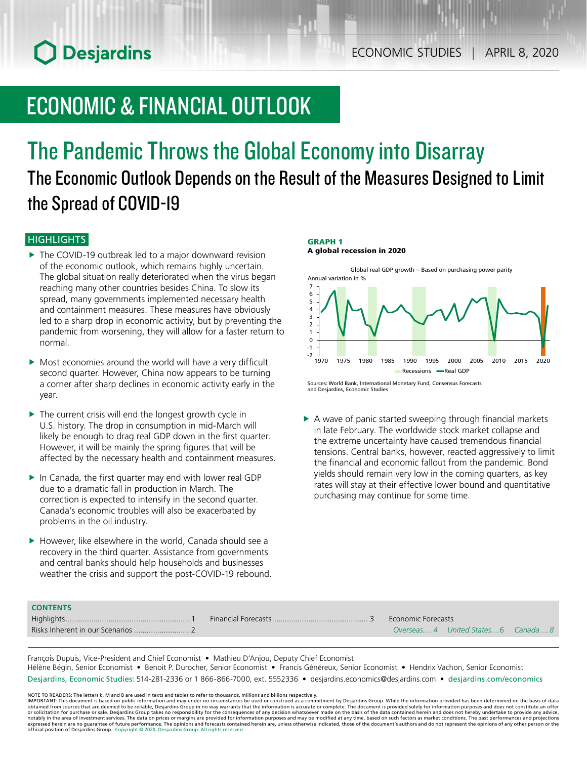# ECONOMIC & FINANCIAL OUTLOOK

ECONOMIC STUDIES | APRIL 8, 2020

## The Pandemic Throws the Global Economy into Disarray

### The Economic Outlook Depends on the Result of the Measures Designed to Limit the Spread of COVID-19

### HIGHLIGHTS

- The COVID-19 outbreak led to a major downward revision of the economic outlook, which remains highly uncertain. The global situation really deteriorated when the virus began reaching many other countries besides China. To slow its spread, many governments implemented necessary health and containment measures. These measures have obviously led to a sharp drop in economic activity, but by preventing the pandemic from worsening, they will allow for a faster return to normal.
- Most economies around the world will have a very difficult second quarter. However, China now appears to be turning a corner after sharp declines in economic activity early in the year.
- The current crisis will end the longest growth cycle in U.S. history. The drop in consumption in mid-March will likely be enough to drag real GDP down in the first quarter. However, it will be mainly the spring figures that will be affected by the necessary health and containment measures.
- In Canada, the first quarter may end with lower real GDP due to a dramatic fall in production in March. The correction is expected to intensify in the second quarter. Canada's economic troubles will also be exacerbated by problems in the oil industry.
- However, like elsewhere in the world, Canada should see a recovery in the third quarter. Assistance from governments and central banks should help households and businesses weather the crisis and support the post-COVID-19 rebound.

**GRAPH 1**
**A global recession in 2020**

Global real GDP growth – Based on purchasing power parity
Annual variation in %

Sources: World Bank, International Monetary Fund, Consensus Forecasts and Desjardins, Economic Studies

- A wave of panic started sweeping through financial markets in late February. The worldwide stock market collapse and the extreme uncertainty have caused tremendous financial tensions. Central banks, however, reacted aggressively to limit the financial and economic fallout from the pandemic. Bond yields should remain very low in the coming quarters, as key rates will stay at their effective lower bound and quantitative purchasing may continue for some time.

**CONTENTS**

| | | |
|---|---|---|
| Highlights ........ 1 | Financial Forecasts ........ 3 | Economic Forecasts |
| Risks Inherent in our Scenarios ........ 2 | | *Overseas.... 4 United States.... 6 Canada.... 8* |

François Dupuis, Vice-President and Chief Economist • Mathieu D'Anjou, Deputy Chief Economist
Hélène Bégin, Senior Economist • Benoit P. Durocher, Senior Economist • Francis Généreux, Senior Economist • Hendrix Vachon, Senior Economist
Desjardins, Economic Studies: 514-281-2336 or 1 866-866-7000, ext. 5552336 • desjardins.economics@desjardins.com • desjardins.com/economics

NOTE TO READERS: The letters k, M and B are used in texts and tables to refer to thousands, millions and billions respectively.
IMPORTANT: This document is based on public information and may under no circumstances be used or construed as a commitment by Desjardins Group. While the information provided has been determined on the basis of data obtained from sources that are deemed to be reliable, Desjardins Group in no way warrants that the information is accurate or complete. The document is provided solely for information purposes and does not constitute an offer or solicitation for purchase or sale. Desjardins Group takes no responsibility for the consequences of any decision whatsoever made on the basis of the data contained herein and does not hereby undertake to provide any advice, notably in the area of investment services. The data on prices or margins are provided for information purposes and may be modified at any time, based on such factors as market conditions. The past performances and projections expressed herein are no guarantee of future performance. The opinions and forecasts contained herein are, unless otherwise indicated, those of the document's authors and do not represent the opinions of any other person or the official position of Desjardins Group. Copyright © 2020, Desjardins Group. All rights reserved.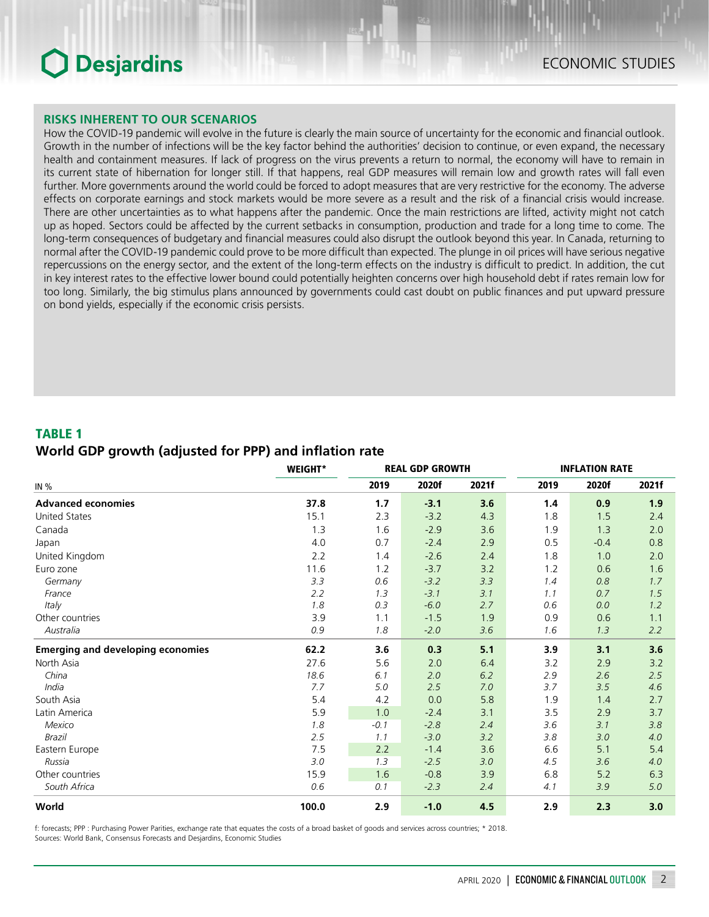## RISKS INHERENT TO OUR SCENARIOS

How the COVID-19 pandemic will evolve in the future is clearly the main source of uncertainty for the economic and financial outlook. Growth in the number of infections will be the key factor behind the authorities' decision to continue, or even expand, the necessary health and containment measures. If lack of progress on the virus prevents a return to normal, the economy will have to remain in its current state of hibernation for longer still. If that happens, real GDP measures will remain low and growth rates will fall even further. More governments around the world could be forced to adopt measures that are very restrictive for the economy. The adverse effects on corporate earnings and stock markets would be more severe as a result and the risk of a financial crisis would increase. There are other uncertainties as to what happens after the pandemic. Once the main restrictions are lifted, activity might not catch up as hoped. Sectors could be affected by the current setbacks in consumption, production and trade for a long time to come. The long-term consequences of budgetary and financial measures could also disrupt the outlook beyond this year. In Canada, returning to normal after the COVID-19 pandemic could prove to be more difficult than expected. The plunge in oil prices will have serious negative repercussions on the energy sector, and the extent of the long-term effects on the industry is difficult to predict. In addition, the cut in key interest rates to the effective lower bound could potentially heighten concerns over high household debt if rates remain low for too long. Similarly, the big stimulus plans announced by governments could cast doubt on public finances and put upward pressure on bond yields, especially if the economic crisis persists.

### TABLE 1
### World GDP growth (adjusted for PPP) and inflation rate

| IN % | WEIGHT* | REAL GDP GROWTH | | | INFLATION RATE | | |
|---|---|---|---|---|---|---|---|
| | | 2019 | 2020f | 2021f | 2019 | 2020f | 2021f |
| **Advanced economies** | **37.8** | **1.7** | **-3.1** | **3.6** | **1.4** | **0.9** | **1.9** |
| United States | 15.1 | 2.3 | -3.2 | 4.3 | 1.8 | 1.5 | 2.4 |
| Canada | 1.3 | 1.6 | -2.9 | 3.6 | 1.9 | 1.3 | 2.0 |
| Japan | 4.0 | 0.7 | -2.4 | 2.9 | 0.5 | -0.4 | 0.8 |
| United Kingdom | 2.2 | 1.4 | -2.6 | 2.4 | 1.8 | 1.0 | 2.0 |
| Euro zone | 11.6 | 1.2 | -3.7 | 3.2 | 1.2 | 0.6 | 1.6 |
| *Germany* | *3.3* | *0.6* | *-3.2* | *3.3* | *1.4* | *0.8* | *1.7* |
| *France* | *2.2* | *1.3* | *-3.1* | *3.1* | *1.1* | *0.7* | *1.5* |
| *Italy* | *1.8* | *0.3* | *-6.0* | *2.7* | *0.6* | *0.0* | *1.2* |
| Other countries | 3.9 | 1.1 | -1.5 | 1.9 | 0.9 | 0.6 | 1.1 |
| *Australia* | *0.9* | *1.8* | *-2.0* | *3.6* | *1.6* | *1.3* | *2.2* |
| **Emerging and developing economies** | **62.2** | **3.6** | **0.3** | **5.1** | **3.9** | **3.1** | **3.6** |
| North Asia | 27.6 | 5.6 | 2.0 | 6.4 | 3.2 | 2.9 | 3.2 |
| *China* | *18.6* | *6.1* | *2.0* | *6.2* | *2.9* | *2.6* | *2.5* |
| *India* | *7.7* | *5.0* | *2.5* | *7.0* | *3.7* | *3.5* | *4.6* |
| South Asia | 5.4 | 4.2 | 0.0 | 5.8 | 1.9 | 1.4 | 2.7 |
| Latin America | 5.9 | 1.0 | -2.4 | 3.1 | 3.5 | 2.9 | 3.7 |
| *Mexico* | *1.8* | *-0.1* | *-2.8* | *2.4* | *3.6* | *3.1* | *3.8* |
| *Brazil* | *2.5* | *1.1* | *-3.0* | *3.2* | *3.8* | *3.0* | *4.0* |
| Eastern Europe | 7.5 | 2.2 | -1.4 | 3.6 | 6.6 | 5.1 | 5.4 |
| *Russia* | *3.0* | *1.3* | *-2.5* | *3.0* | *4.5* | *3.6* | *4.0* |
| Other countries | 15.9 | 1.6 | -0.8 | 3.9 | 6.8 | 5.2 | 6.3 |
| *South Africa* | *0.6* | *0.1* | *-2.3* | *2.4* | *4.1* | *3.9* | *5.0* |
| **World** | **100.0** | **2.9** | **-1.0** | **4.5** | **2.9** | **2.3** | **3.0** |

f: forecasts; PPP : Purchasing Power Parities, exchange rate that equates the costs of a broad basket of goods and services across countries; * 2018.
Sources: World Bank, Consensus Forecasts and Desjardins, Economic Studies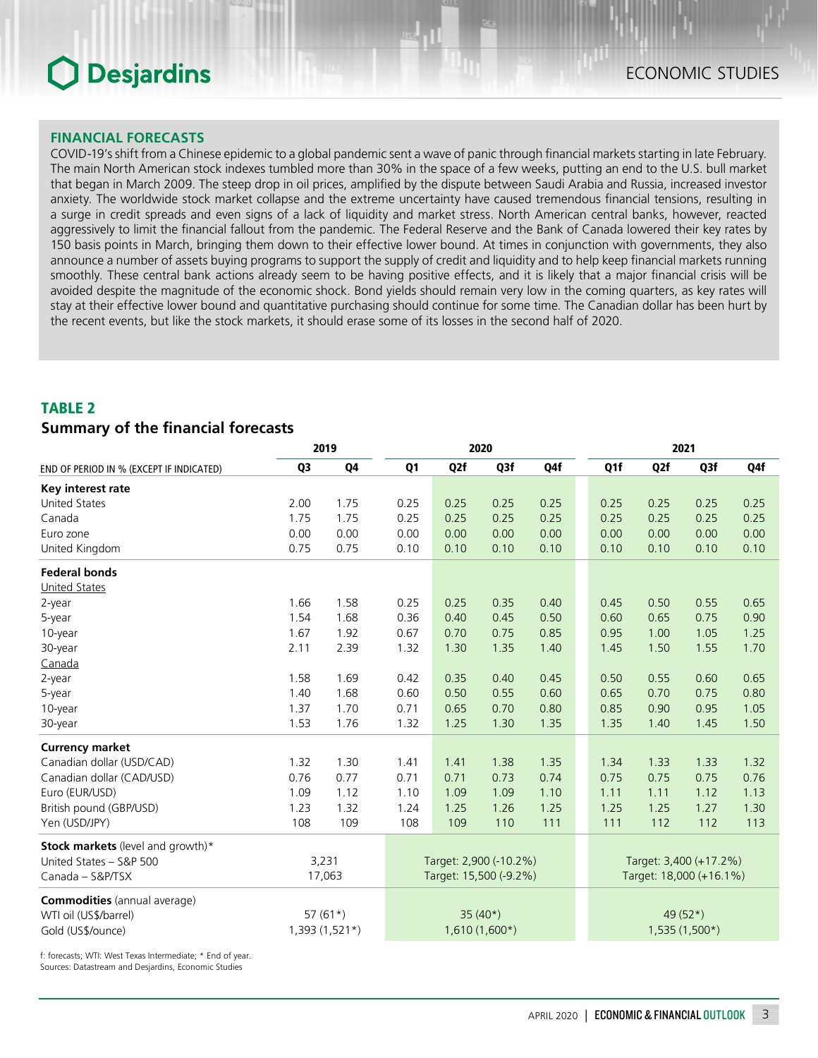## FINANCIAL FORECASTS

COVID-19's shift from a Chinese epidemic to a global pandemic sent a wave of panic through financial markets starting in late February. The main North American stock indexes tumbled more than 30% in the space of a few weeks, putting an end to the U.S. bull market that began in March 2009. The steep drop in oil prices, amplified by the dispute between Saudi Arabia and Russia, increased investor anxiety. The worldwide stock market collapse and the extreme uncertainty have caused tremendous financial tensions, resulting in a surge in credit spreads and even signs of a lack of liquidity and market stress. North American central banks, however, reacted aggressively to limit the financial fallout from the pandemic. The Federal Reserve and the Bank of Canada lowered their key rates by 150 basis points in March, bringing them down to their effective lower bound. At times in conjunction with governments, they also announce a number of assets buying programs to support the supply of credit and liquidity and to help keep financial markets running smoothly. These central bank actions already seem to be having positive effects, and it is likely that a major financial crisis will be avoided despite the magnitude of the economic shock. Bond yields should remain very low in the coming quarters, as key rates will stay at their effective lower bound and quantitative purchasing should continue for some time. The Canadian dollar has been hurt by the recent events, but like the stock markets, it should erase some of its losses in the second half of 2020.

## TABLE 2

### Summary of the financial forecasts

| | 2019 | | 2020 | | | | 2021 | | | |
|---|---|---|---|---|---|---|---|---|---|---|
| END OF PERIOD IN % (EXCEPT IF INDICATED) | Q3 | Q4 | Q1 | Q2f | Q3f | Q4f | Q1f | Q2f | Q3f | Q4f |
| **Key interest rate** | | | | | | | | | | |
| United States | 2.00 | 1.75 | 0.25 | 0.25 | 0.25 | 0.25 | 0.25 | 0.25 | 0.25 | 0.25 |
| Canada | 1.75 | 1.75 | 0.25 | 0.25 | 0.25 | 0.25 | 0.25 | 0.25 | 0.25 | 0.25 |
| Euro zone | 0.00 | 0.00 | 0.00 | 0.00 | 0.00 | 0.00 | 0.00 | 0.00 | 0.00 | 0.00 |
| United Kingdom | 0.75 | 0.75 | 0.10 | 0.10 | 0.10 | 0.10 | 0.10 | 0.10 | 0.10 | 0.10 |
| **Federal bonds** | | | | | | | | | | |
| United States | | | | | | | | | | |
| 2-year | 1.66 | 1.58 | 0.25 | 0.25 | 0.35 | 0.40 | 0.45 | 0.50 | 0.55 | 0.65 |
| 5-year | 1.54 | 1.68 | 0.36 | 0.40 | 0.45 | 0.50 | 0.60 | 0.65 | 0.75 | 0.90 |
| 10-year | 1.67 | 1.92 | 0.67 | 0.70 | 0.75 | 0.85 | 0.95 | 1.00 | 1.05 | 1.25 |
| 30-year | 2.11 | 2.39 | 1.32 | 1.30 | 1.35 | 1.40 | 1.45 | 1.50 | 1.55 | 1.70 |
| Canada | | | | | | | | | | |
| 2-year | 1.58 | 1.69 | 0.42 | 0.35 | 0.40 | 0.45 | 0.50 | 0.55 | 0.60 | 0.65 |
| 5-year | 1.40 | 1.68 | 0.60 | 0.50 | 0.55 | 0.60 | 0.65 | 0.70 | 0.75 | 0.80 |
| 10-year | 1.37 | 1.70 | 0.71 | 0.65 | 0.70 | 0.80 | 0.85 | 0.90 | 0.95 | 1.05 |
| 30-year | 1.53 | 1.76 | 1.32 | 1.25 | 1.30 | 1.35 | 1.35 | 1.40 | 1.45 | 1.50 |
| **Currency market** | | | | | | | | | | |
| Canadian dollar (USD/CAD) | 1.32 | 1.30 | 1.41 | 1.41 | 1.38 | 1.35 | 1.34 | 1.33 | 1.33 | 1.32 |
| Canadian dollar (CAD/USD) | 0.76 | 0.77 | 0.71 | 0.71 | 0.73 | 0.74 | 0.75 | 0.75 | 0.75 | 0.76 |
| Euro (EUR/USD) | 1.09 | 1.12 | 1.10 | 1.09 | 1.09 | 1.10 | 1.11 | 1.11 | 1.12 | 1.13 |
| British pound (GBP/USD) | 1.23 | 1.32 | 1.24 | 1.25 | 1.26 | 1.25 | 1.25 | 1.25 | 1.27 | 1.30 |
| Yen (USD/JPY) | 108 | 109 | 108 | 109 | 110 | 111 | 111 | 112 | 112 | 113 |
| **Stock markets** (level and growth)* | | | | | | | | | | |
| United States – S&P 500 | 3,231 | | Target: 2,900 (-10.2%) | | | | Target: 3,400 (+17.2%) | | | |
| Canada – S&P/TSX | 17,063 | | Target: 15,500 (-9.2%) | | | | Target: 18,000 (+16.1%) | | | |
| **Commodities** (annual average) | | | | | | | | | | |
| WTI oil (US$/barrel) | 57 (61*) | | 35 (40*) | | | | 49 (52*) | | | |
| Gold (US$/ounce) | 1,393 (1,521*) | | 1,610 (1,600*) | | | | 1,535 (1,500*) | | | |

f: forecasts; WTI: West Texas Intermediate; * End of year.
Sources: Datastream and Desjardins, Economic Studies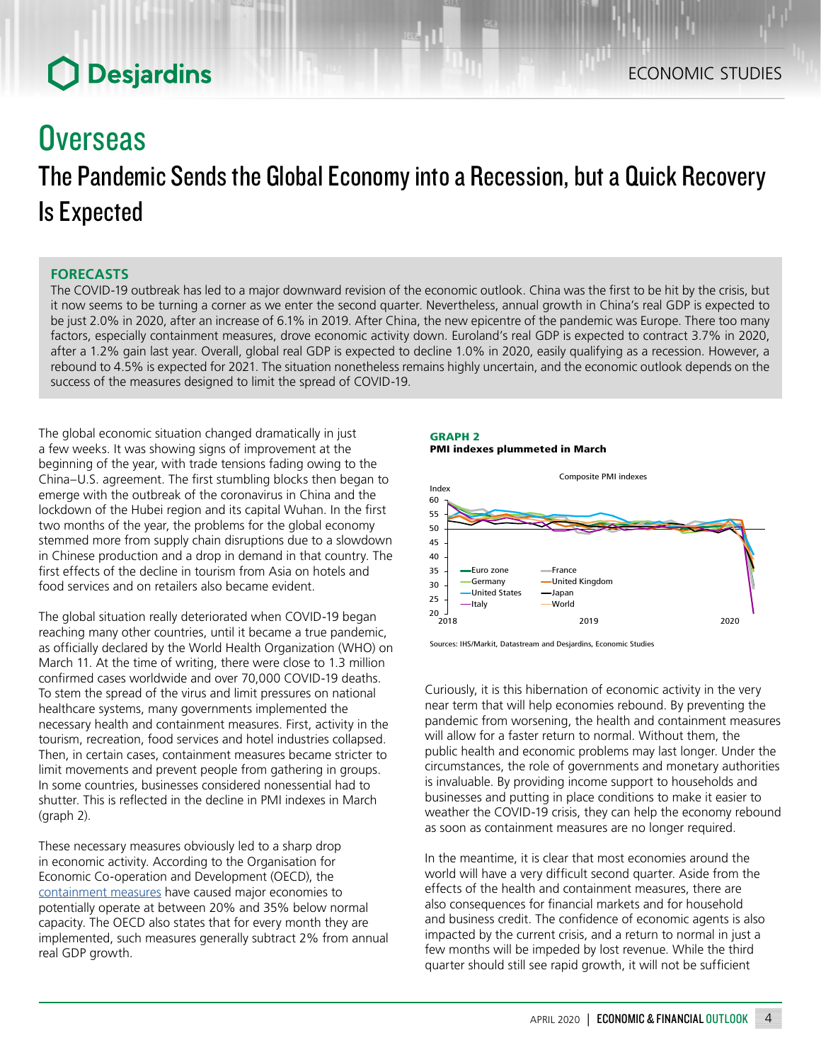# Overseas

## The Pandemic Sends the Global Economy into a Recession, but a Quick Recovery Is Expected

### FORECASTS

The COVID-19 outbreak has led to a major downward revision of the economic outlook. China was the first to be hit by the crisis, but it now seems to be turning a corner as we enter the second quarter. Nevertheless, annual growth in China's real GDP is expected to be just 2.0% in 2020, after an increase of 6.1% in 2019. After China, the new epicentre of the pandemic was Europe. There too many factors, especially containment measures, drove economic activity down. Euroland's real GDP is expected to contract 3.7% in 2020, after a 1.2% gain last year. Overall, global real GDP is expected to decline 1.0% in 2020, easily qualifying as a recession. However, a rebound to 4.5% is expected for 2021. The situation nonetheless remains highly uncertain, and the economic outlook depends on the success of the measures designed to limit the spread of COVID-19.

The global economic situation changed dramatically in just a few weeks. It was showing signs of improvement at the beginning of the year, with trade tensions fading owing to the China–U.S. agreement. The first stumbling blocks then began to emerge with the outbreak of the coronavirus in China and the lockdown of the Hubei region and its capital Wuhan. In the first two months of the year, the problems for the global economy stemmed more from supply chain disruptions due to a slowdown in Chinese production and a drop in demand in that country. The first effects of the decline in tourism from Asia on hotels and food services and on retailers also became evident.

The global situation really deteriorated when COVID-19 began reaching many other countries, until it became a true pandemic, as officially declared by the World Health Organization (WHO) on March 11. At the time of writing, there were close to 1.3 million confirmed cases worldwide and over 70,000 COVID-19 deaths. To stem the spread of the virus and limit pressures on national healthcare systems, many governments implemented the necessary health and containment measures. First, activity in the tourism, recreation, food services and hotel industries collapsed. Then, in certain cases, containment measures became stricter to limit movements and prevent people from gathering in groups. In some countries, businesses considered nonessential had to shutter. This is reflected in the decline in PMI indexes in March (graph 2).

These necessary measures obviously led to a sharp drop in economic activity. According to the Organisation for Economic Co-operation and Development (OECD), the containment measures have caused major economies to potentially operate at between 20% and 35% below normal capacity. The OECD also states that for every month they are implemented, such measures generally subtract 2% from annual real GDP growth.

**GRAPH 2**
**PMI indexes plummeted in March**

Composite PMI indexes

Sources: IHS/Markit, Datastream and Desjardins, Economic Studies

Curiously, it is this hibernation of economic activity in the very near term that will help economies rebound. By preventing the pandemic from worsening, the health and containment measures will allow for a faster return to normal. Without them, the public health and economic problems may last longer. Under the circumstances, the role of governments and monetary authorities is invaluable. By providing income support to households and businesses and putting in place conditions to make it easier to weather the COVID-19 crisis, they can help the economy rebound as soon as containment measures are no longer required.

In the meantime, it is clear that most economies around the world will have a very difficult second quarter. Aside from the effects of the health and containment measures, there are also consequences for financial markets and for household and business credit. The confidence of economic agents is also impacted by the current crisis, and a return to normal in just a few months will be impeded by lost revenue. While the third quarter should still see rapid growth, it will not be sufficient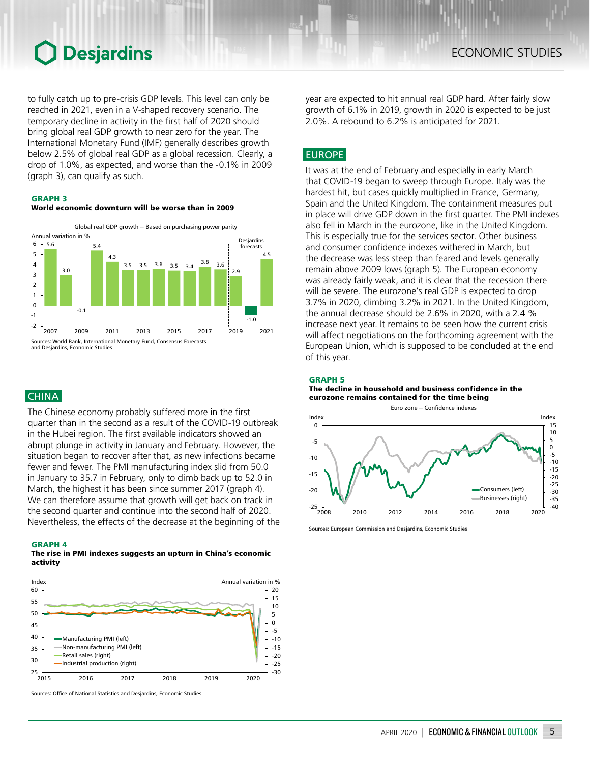to fully catch up to pre-crisis GDP levels. This level can only be reached in 2021, even in a V-shaped recovery scenario. The temporary decline in activity in the first half of 2020 should bring global real GDP growth to near zero for the year. The International Monetary Fund (IMF) generally describes growth below 2.5% of global real GDP as a global recession. Clearly, a drop of 1.0%, as expected, and worse than the -0.1% in 2009 (graph 3), can qualify as such.

**GRAPH 3**
**World economic downturn will be worse than in 2009**

Global real GDP growth – Based on purchasing power parity

Annual variation in %

| Year | 2007 | 2008 | 2009 | 2010 | 2011 | 2012 | 2013 | 2014 | 2015 | 2016 | 2017 | 2018 | 2019 | 2020 | 2021 |
|---|---|---|---|---|---|---|---|---|---|---|---|---|---|---|---|
| Growth | 5.6 | 3.0 | -0.1 | 5.4 | 4.3 | 3.5 | 3.5 | 3.6 | 3.5 | 3.4 | 3.8 | 3.6 | 2.9 | -1.0 | 4.5 |

Desjardins forecasts: 2020–2021

Sources: World Bank, International Monetary Fund, Consensus Forecasts and Desjardins, Economic Studies

## CHINA

The Chinese economy probably suffered more in the first quarter than in the second as a result of the COVID-19 outbreak in the Hubei region. The first available indicators showed an abrupt plunge in activity in January and February. However, the situation began to recover after that, as new infections became fewer and fewer. The PMI manufacturing index slid from 50.0 in January to 35.7 in February, only to climb back up to 52.0 in March, the highest it has been since summer 2017 (graph 4). We can therefore assume that growth will get back on track in the second quarter and continue into the second half of 2020. Nevertheless, the effects of the decrease at the beginning of the year are expected to hit annual real GDP hard. After fairly slow growth of 6.1% in 2019, growth in 2020 is expected to be just 2.0%. A rebound to 6.2% is anticipated for 2021.

**GRAPH 4**
**The rise in PMI indexes suggests an upturn in China's economic activity**

Index (left); Annual variation in % (right)

Manufacturing PMI (left); Non-manufacturing PMI (left); Retail sales (right); Industrial production (right)

Sources: Office of National Statistics and Desjardins, Economic Studies

## EUROPE

It was at the end of February and especially in early March that COVID-19 began to sweep through Europe. Italy was the hardest hit, but cases quickly multiplied in France, Germany, Spain and the United Kingdom. The containment measures put in place will drive GDP down in the first quarter. The PMI indexes also fell in March in the eurozone, like in the United Kingdom. This is especially true for the services sector. Other business and consumer confidence indexes withered in March, but the decrease was less steep than feared and levels generally remain above 2009 lows (graph 5). The European economy was already fairly weak, and it is clear that the recession there will be severe. The eurozone's real GDP is expected to drop 3.7% in 2020, climbing 3.2% in 2021. In the United Kingdom, the annual decrease should be 2.6% in 2020, with a 2.4 % increase next year. It remains to be seen how the current crisis will affect negotiations on the forthcoming agreement with the European Union, which is supposed to be concluded at the end of this year.

**GRAPH 5**
**The decline in household and business confidence in the eurozone remains contained for the time being**

Euro zone – Confidence indexes

Index (left); Index (right)

Consumers (left); Businesses (right)

Sources: European Commission and Desjardins, Economic Studies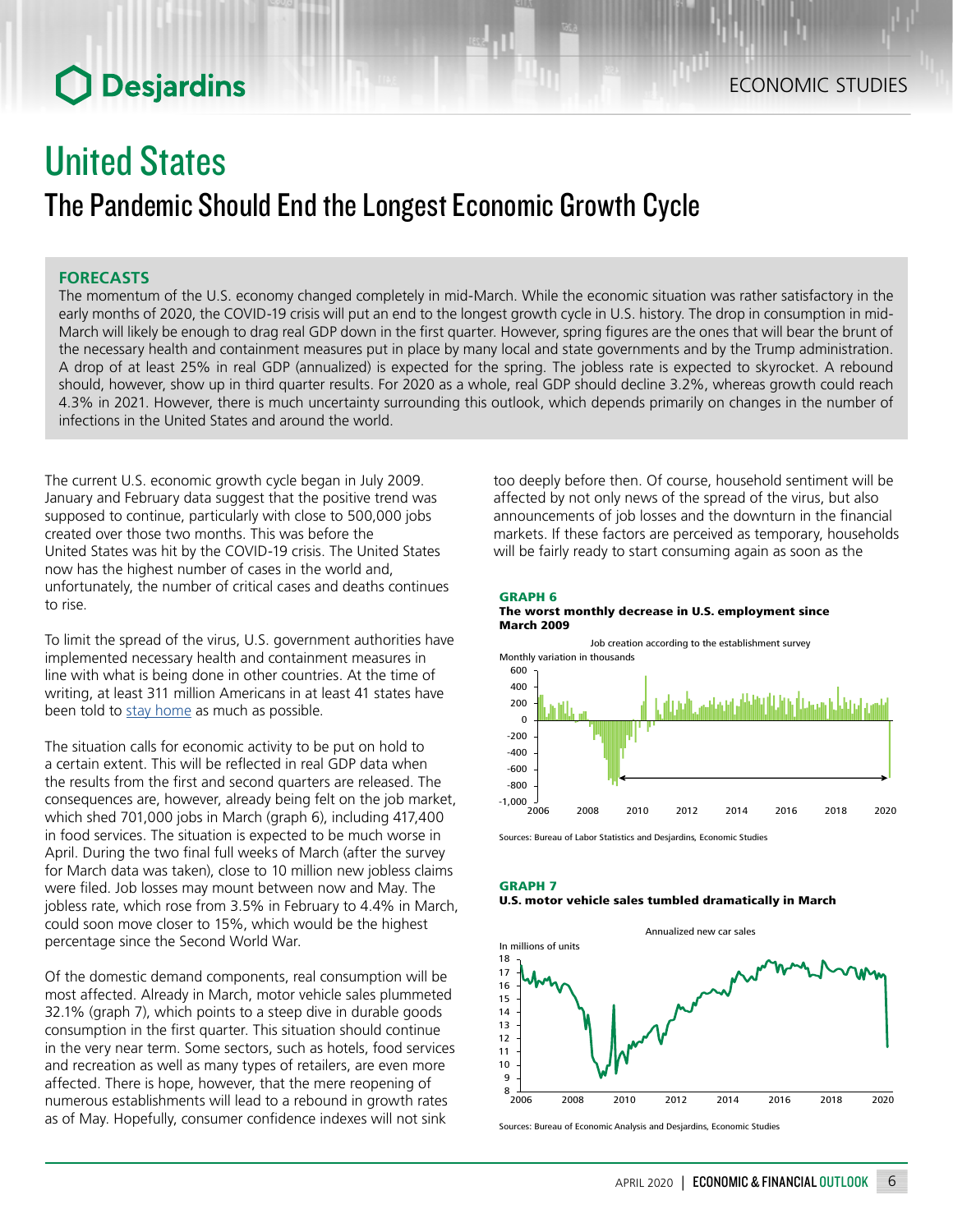# United States

## The Pandemic Should End the Longest Economic Growth Cycle

### FORECASTS

The momentum of the U.S. economy changed completely in mid-March. While the economic situation was rather satisfactory in the early months of 2020, the COVID-19 crisis will put an end to the longest growth cycle in U.S. history. The drop in consumption in mid-March will likely be enough to drag real GDP down in the first quarter. However, spring figures are the ones that will bear the brunt of the necessary health and containment measures put in place by many local and state governments and by the Trump administration. A drop of at least 25% in real GDP (annualized) is expected for the spring. The jobless rate is expected to skyrocket. A rebound should, however, show up in third quarter results. For 2020 as a whole, real GDP should decline 3.2%, whereas growth could reach 4.3% in 2021. However, there is much uncertainty surrounding this outlook, which depends primarily on changes in the number of infections in the United States and around the world.

The current U.S. economic growth cycle began in July 2009. January and February data suggest that the positive trend was supposed to continue, particularly with close to 500,000 jobs created over those two months. This was before the United States was hit by the COVID-19 crisis. The United States now has the highest number of cases in the world and, unfortunately, the number of critical cases and deaths continues to rise.

To limit the spread of the virus, U.S. government authorities have implemented necessary health and containment measures in line with what is being done in other countries. At the time of writing, at least 311 million Americans in at least 41 states have been told to stay home as much as possible.

The situation calls for economic activity to be put on hold to a certain extent. This will be reflected in real GDP data when the results from the first and second quarters are released. The consequences are, however, already being felt on the job market, which shed 701,000 jobs in March (graph 6), including 417,400 in food services. The situation is expected to be much worse in April. During the two final full weeks of March (after the survey for March data was taken), close to 10 million new jobless claims were filed. Job losses may mount between now and May. The jobless rate, which rose from 3.5% in February to 4.4% in March, could soon move closer to 15%, which would be the highest percentage since the Second World War.

Of the domestic demand components, real consumption will be most affected. Already in March, motor vehicle sales plummeted 32.1% (graph 7), which points to a steep dive in durable goods consumption in the first quarter. This situation should continue in the very near term. Some sectors, such as hotels, food services and recreation as well as many types of retailers, are even more affected. There is hope, however, that the mere reopening of numerous establishments will lead to a rebound in growth rates as of May. Hopefully, consumer confidence indexes will not sink too deeply before then. Of course, household sentiment will be affected by not only news of the spread of the virus, but also announcements of job losses and the downturn in the financial markets. If these factors are perceived as temporary, households will be fairly ready to start consuming again as soon as the

**GRAPH 6**
**The worst monthly decrease in U.S. employment since March 2009**

Job creation according to the establishment survey
Monthly variation in thousands

Sources: Bureau of Labor Statistics and Desjardins, Economic Studies

**GRAPH 7**
**U.S. motor vehicle sales tumbled dramatically in March**

Annualized new car sales
In millions of units

Sources: Bureau of Economic Analysis and Desjardins, Economic Studies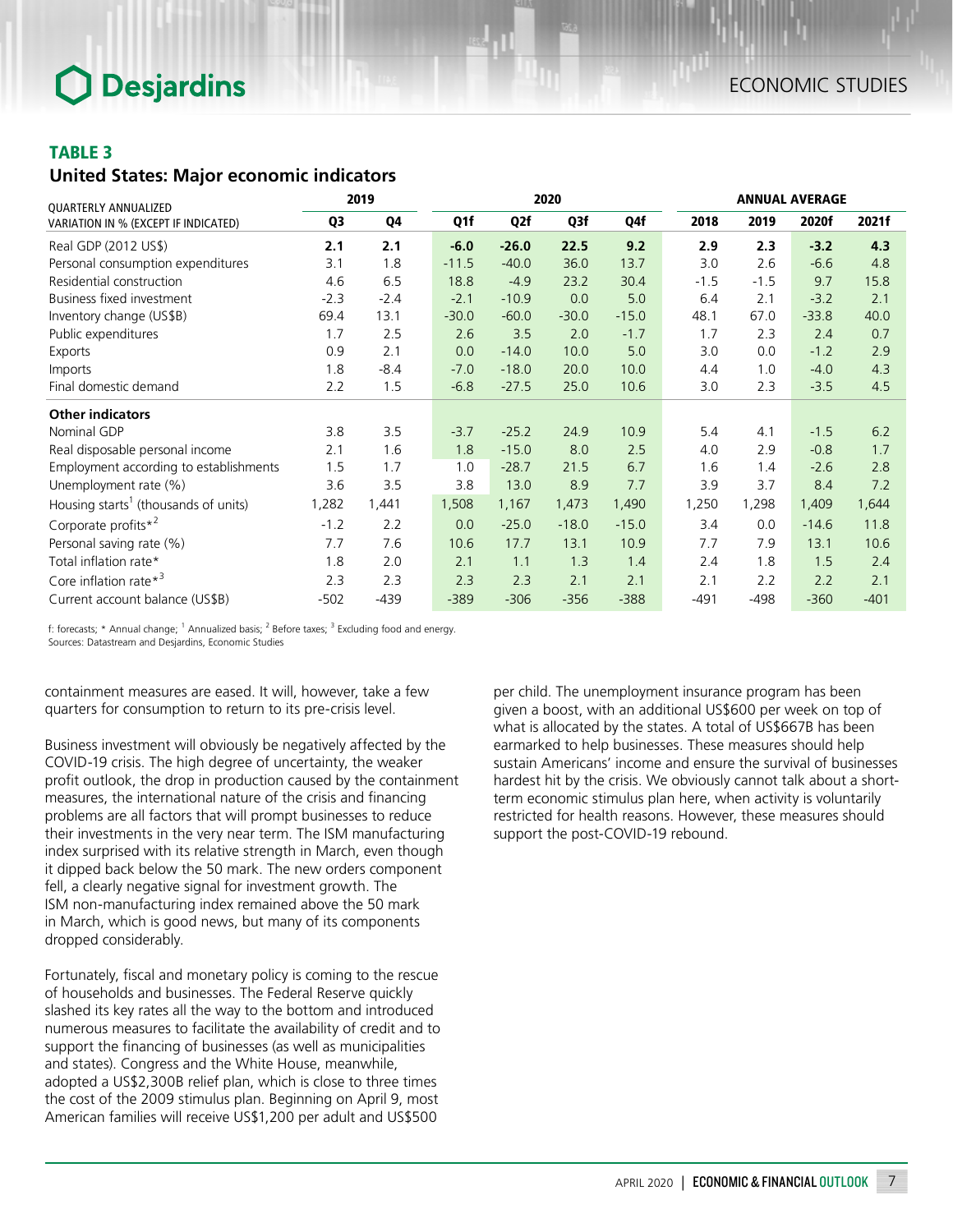## TABLE 3

### United States: Major economic indicators

| QUARTERLY ANNUALIZED VARIATION IN % (EXCEPT IF INDICATED) | 2019 | | 2020 | | | | ANNUAL AVERAGE | | | |
|---|---|---|---|---|---|---|---|---|---|---|
| | Q3 | Q4 | Q1f | Q2f | Q3f | Q4f | 2018 | 2019 | 2020f | 2021f |
| Real GDP (2012 US$) | **2.1** | **2.1** | **-6.0** | **-26.0** | **22.5** | **9.2** | **2.9** | **2.3** | **-3.2** | **4.3** |
| Personal consumption expenditures | 3.1 | 1.8 | -11.5 | -40.0 | 36.0 | 13.7 | 3.0 | 2.6 | -6.6 | 4.8 |
| Residential construction | 4.6 | 6.5 | 18.8 | -4.9 | 23.2 | 30.4 | -1.5 | -1.5 | 9.7 | 15.8 |
| Business fixed investment | -2.3 | -2.4 | -2.1 | -10.9 | 0.0 | 5.0 | 6.4 | 2.1 | -3.2 | 2.1 |
| Inventory change (US$B) | 69.4 | 13.1 | -30.0 | -60.0 | -30.0 | -15.0 | 48.1 | 67.0 | -33.8 | 40.0 |
| Public expenditures | 1.7 | 2.5 | 2.6 | 3.5 | 2.0 | -1.7 | 1.7 | 2.3 | 2.4 | 0.7 |
| Exports | 0.9 | 2.1 | 0.0 | -14.0 | 10.0 | 5.0 | 3.0 | 0.0 | -1.2 | 2.9 |
| Imports | 1.8 | -8.4 | -7.0 | -18.0 | 20.0 | 10.0 | 4.4 | 1.0 | -4.0 | 4.3 |
| Final domestic demand | 2.2 | 1.5 | -6.8 | -27.5 | 25.0 | 10.6 | 3.0 | 2.3 | -3.5 | 4.5 |
| **Other indicators** | | | | | | | | | | |
| Nominal GDP | 3.8 | 3.5 | -3.7 | -25.2 | 24.9 | 10.9 | 5.4 | 4.1 | -1.5 | 6.2 |
| Real disposable personal income | 2.1 | 1.6 | 1.8 | -15.0 | 8.0 | 2.5 | 4.0 | 2.9 | -0.8 | 1.7 |
| Employment according to establishments | 1.5 | 1.7 | 1.0 | -28.7 | 21.5 | 6.7 | 1.6 | 1.4 | -2.6 | 2.8 |
| Unemployment rate (%) | 3.6 | 3.5 | 3.8 | 13.0 | 8.9 | 7.7 | 3.9 | 3.7 | 8.4 | 7.2 |
| Housing starts[1] (thousands of units) | 1,282 | 1,441 | 1,508 | 1,167 | 1,473 | 1,490 | 1,250 | 1,298 | 1,409 | 1,644 |
| Corporate profits*[2] | -1.2 | 2.2 | 0.0 | -25.0 | -18.0 | -15.0 | 3.4 | 0.0 | -14.6 | 11.8 |
| Personal saving rate (%) | 7.7 | 7.6 | 10.6 | 17.7 | 13.1 | 10.9 | 7.7 | 7.9 | 13.1 | 10.6 |
| Total inflation rate* | 1.8 | 2.0 | 2.1 | 1.1 | 1.3 | 1.4 | 2.4 | 1.8 | 1.5 | 2.4 |
| Core inflation rate*[3] | 2.3 | 2.3 | 2.3 | 2.3 | 2.1 | 2.1 | 2.1 | 2.2 | 2.2 | 2.1 |
| Current account balance (US$B) | -502 | -439 | -389 | -306 | -356 | -388 | -491 | -498 | -360 | -401 |

f: forecasts; * Annual change; [1] Annualized basis; [2] Before taxes; [3] Excluding food and energy.
Sources: Datastream and Desjardins, Economic Studies

containment measures are eased. It will, however, take a few quarters for consumption to return to its pre-crisis level.

Business investment will obviously be negatively affected by the COVID-19 crisis. The high degree of uncertainty, the weaker profit outlook, the drop in production caused by the containment measures, the international nature of the crisis and financing problems are all factors that will prompt businesses to reduce their investments in the very near term. The ISM manufacturing index surprised with its relative strength in March, even though it dipped back below the 50 mark. The new orders component fell, a clearly negative signal for investment growth. The ISM non-manufacturing index remained above the 50 mark in March, which is good news, but many of its components dropped considerably.

Fortunately, fiscal and monetary policy is coming to the rescue of households and businesses. The Federal Reserve quickly slashed its key rates all the way to the bottom and introduced numerous measures to facilitate the availability of credit and to support the financing of businesses (as well as municipalities and states). Congress and the White House, meanwhile, adopted a US$2,300B relief plan, which is close to three times the cost of the 2009 stimulus plan. Beginning on April 9, most American families will receive US$1,200 per adult and US$500 per child. The unemployment insurance program has been given a boost, with an additional US$600 per week on top of what is allocated by the states. A total of US$667B has been earmarked to help businesses. These measures should help sustain Americans' income and ensure the survival of businesses hardest hit by the crisis. We obviously cannot talk about a short-term economic stimulus plan here, when activity is voluntarily restricted for health reasons. However, these measures should support the post-COVID-19 rebound.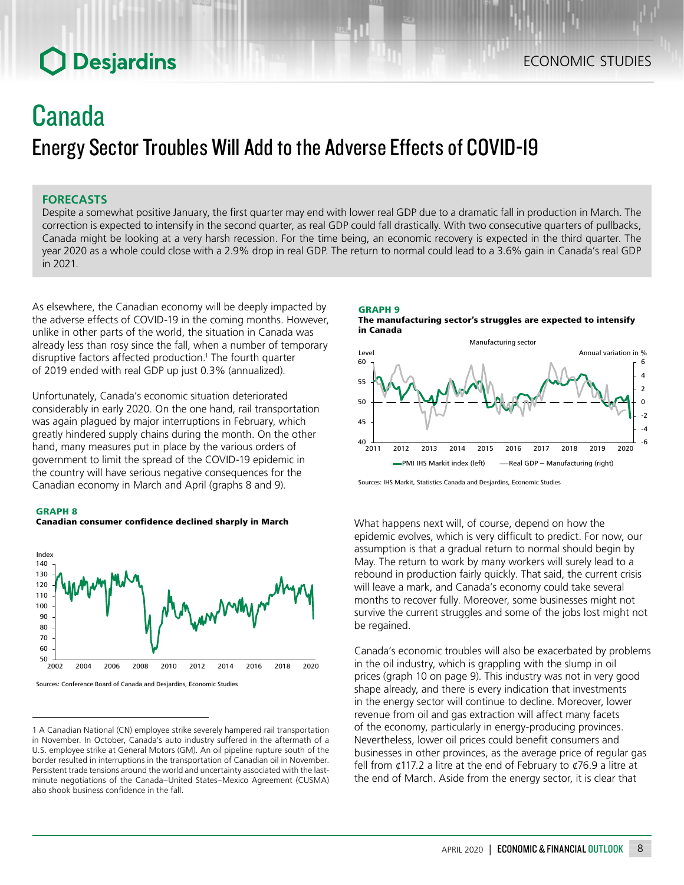# Canada

## Energy Sector Troubles Will Add to the Adverse Effects of COVID-19

### FORECASTS

Despite a somewhat positive January, the first quarter may end with lower real GDP due to a dramatic fall in production in March. The correction is expected to intensify in the second quarter, as real GDP could fall drastically. With two consecutive quarters of pullbacks, Canada might be looking at a very harsh recession. For the time being, an economic recovery is expected in the third quarter. The year 2020 as a whole could close with a 2.9% drop in real GDP. The return to normal could lead to a 3.6% gain in Canada's real GDP in 2021.

As elsewhere, the Canadian economy will be deeply impacted by the adverse effects of COVID-19 in the coming months. However, unlike in other parts of the world, the situation in Canada was already less than rosy since the fall, when a number of temporary disruptive factors affected production.[1] The fourth quarter of 2019 ended with real GDP up just 0.3% (annualized).

Unfortunately, Canada's economic situation deteriorated considerably in early 2020. On the one hand, rail transportation was again plagued by major interruptions in February, which greatly hindered supply chains during the month. On the other hand, many measures put in place by the various orders of government to limit the spread of the COVID-19 epidemic in the country will have serious negative consequences for the Canadian economy in March and April (graphs 8 and 9).

**GRAPH 8**
**Canadian consumer confidence declined sharply in March**

Sources: Conference Board of Canada and Desjardins, Economic Studies

**GRAPH 9**
**The manufacturing sector's struggles are expected to intensify in Canada**

Sources: IHS Markit, Statistics Canada and Desjardins, Economic Studies

What happens next will, of course, depend on how the epidemic evolves, which is very difficult to predict. For now, our assumption is that a gradual return to normal should begin by May. The return to work by many workers will surely lead to a rebound in production fairly quickly. That said, the current crisis will leave a mark, and Canada's economy could take several months to recover fully. Moreover, some businesses might not survive the current struggles and some of the jobs lost might not be regained.

Canada's economic troubles will also be exacerbated by problems in the oil industry, which is grappling with the slump in oil prices (graph 10 on page 9). This industry was not in very good shape already, and there is every indication that investments in the energy sector will continue to decline. Moreover, lower revenue from oil and gas extraction will affect many facets of the economy, particularly in energy-producing provinces. Nevertheless, lower oil prices could benefit consumers and businesses in other provinces, as the average price of regular gas fell from ¢117.2 a litre at the end of February to ¢76.9 a litre at the end of March. Aside from the energy sector, it is clear that

---

[1] A Canadian National (CN) employee strike severely hampered rail transportation in November. In October, Canada's auto industry suffered in the aftermath of a U.S. employee strike at General Motors (GM). An oil pipeline rupture south of the border resulted in interruptions in the transportation of Canadian oil in November. Persistent trade tensions around the world and uncertainty associated with the last-minute negotiations of the Canada–United States–Mexico Agreement (CUSMA) also shook business confidence in the fall.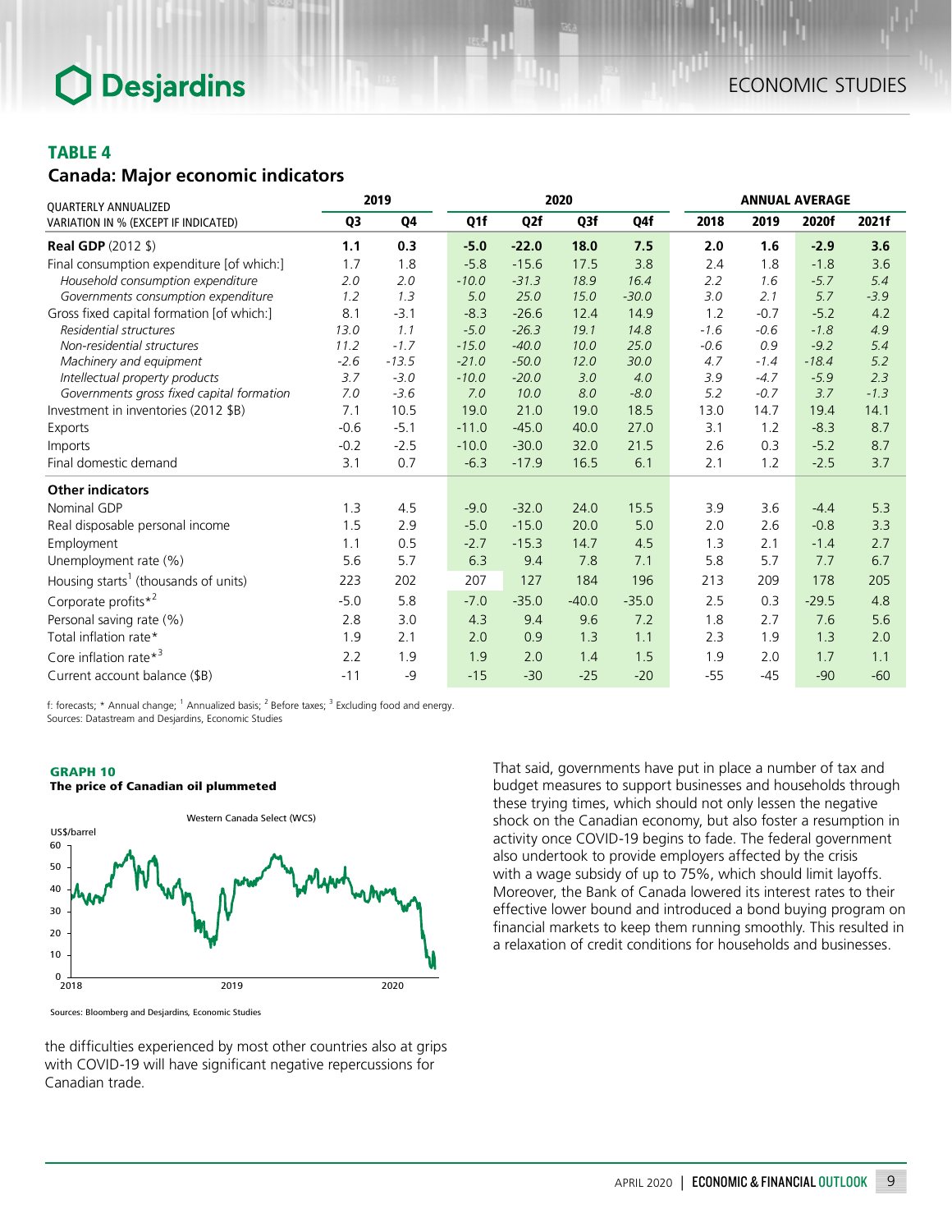### TABLE 4
**Canada: Major economic indicators**

| QUARTERLY ANNUALIZED VARIATION IN % (EXCEPT IF INDICATED) | 2019 | | 2020 | | | | ANNUAL AVERAGE | | | |
|---|---|---|---|---|---|---|---|---|---|---|
| | Q3 | Q4 | Q1f | Q2f | Q3f | Q4f | 2018 | 2019 | 2020f | 2021f |
| **Real GDP** (2012 $) | **1.1** | **0.3** | **-5.0** | **-22.0** | **18.0** | **7.5** | **2.0** | **1.6** | **-2.9** | **3.6** |
| Final consumption expenditure [of which:] | 1.7 | 1.8 | -5.8 | -15.6 | 17.5 | 3.8 | 2.4 | 1.8 | -1.8 | 3.6 |
| *Household consumption expenditure* | *2.0* | *2.0* | *-10.0* | *-31.3* | *18.9* | *16.4* | *2.2* | *1.6* | *-5.7* | *5.4* |
| *Governments consumption expenditure* | *1.2* | *1.3* | *5.0* | *25.0* | *15.0* | *-30.0* | *3.0* | *2.1* | *5.7* | *-3.9* |
| Gross fixed capital formation [of which:] | 8.1 | -3.1 | -8.3 | -26.6 | 12.4 | 14.9 | 1.2 | -0.7 | -5.2 | 4.2 |
| *Residential structures* | *13.0* | *1.1* | *-5.0* | *-26.3* | *19.1* | *14.8* | *-1.6* | *-0.6* | *-1.8* | *4.9* |
| *Non-residential structures* | *11.2* | *-1.7* | *-15.0* | *-40.0* | *10.0* | *25.0* | *-0.6* | *0.9* | *-9.2* | *5.4* |
| *Machinery and equipment* | *-2.6* | *-13.5* | *-21.0* | *-50.0* | *12.0* | *30.0* | *4.7* | *-1.4* | *-18.4* | *5.2* |
| *Intellectual property products* | *3.7* | *-3.0* | *-10.0* | *-20.0* | *3.0* | *4.0* | *3.9* | *-4.7* | *-5.9* | *2.3* |
| *Governments gross fixed capital formation* | *7.0* | *-3.6* | *7.0* | *10.0* | *8.0* | *-8.0* | *5.2* | *-0.7* | *3.7* | *-1.3* |
| Investment in inventories (2012 $B) | 7.1 | 10.5 | 19.0 | 21.0 | 19.0 | 18.5 | 13.0 | 14.7 | 19.4 | 14.1 |
| Exports | -0.6 | -5.1 | -11.0 | -45.0 | 40.0 | 27.0 | 3.1 | 1.2 | -8.3 | 8.7 |
| Imports | -0.2 | -2.5 | -10.0 | -30.0 | 32.0 | 21.5 | 2.6 | 0.3 | -5.2 | 8.7 |
| Final domestic demand | 3.1 | 0.7 | -6.3 | -17.9 | 16.5 | 6.1 | 2.1 | 1.2 | -2.5 | 3.7 |
| **Other indicators** | | | | | | | | | | |
| Nominal GDP | 1.3 | 4.5 | -9.0 | -32.0 | 24.0 | 15.5 | 3.9 | 3.6 | -4.4 | 5.3 |
| Real disposable personal income | 1.5 | 2.9 | -5.0 | -15.0 | 20.0 | 5.0 | 2.0 | 2.6 | -0.8 | 3.3 |
| Employment | 1.1 | 0.5 | -2.7 | -15.3 | 14.7 | 4.5 | 1.3 | 2.1 | -1.4 | 2.7 |
| Unemployment rate (%) | 5.6 | 5.7 | 6.3 | 9.4 | 7.8 | 7.1 | 5.8 | 5.7 | 7.7 | 6.7 |
| Housing starts[1] (thousands of units) | 223 | 202 | 207 | 127 | 184 | 196 | 213 | 209 | 178 | 205 |
| Corporate profits*[2] | -5.0 | 5.8 | -7.0 | -35.0 | -40.0 | -35.0 | 2.5 | 0.3 | -29.5 | 4.8 |
| Personal saving rate (%) | 2.8 | 3.0 | 4.3 | 9.4 | 9.6 | 7.2 | 1.8 | 2.7 | 7.6 | 5.6 |
| Total inflation rate* | 1.9 | 2.1 | 2.0 | 0.9 | 1.3 | 1.1 | 2.3 | 1.9 | 1.3 | 2.0 |
| Core inflation rate*[3] | 2.2 | 1.9 | 1.9 | 2.0 | 1.4 | 1.5 | 1.9 | 2.0 | 1.7 | 1.1 |
| Current account balance ($B) | -11 | -9 | -15 | -30 | -25 | -20 | -55 | -45 | -90 | -60 |

f: forecasts; * Annual change; [1] Annualized basis; [2] Before taxes; [3] Excluding food and energy.
Sources: Datastream and Desjardins, Economic Studies

**GRAPH 10**
**The price of Canadian oil plummeted**

Western Canada Select (WCS)

US$/barrel

60
50
40
30
20
10
0

2018
2019
2020

Sources: Bloomberg and Desjardins, Economic Studies

the difficulties experienced by most other countries also at grips with COVID-19 will have significant negative repercussions for Canadian trade.

That said, governments have put in place a number of tax and budget measures to support businesses and households through these trying times, which should not only lessen the negative shock on the Canadian economy, but also foster a resumption in activity once COVID-19 begins to fade. The federal government also undertook to provide employers affected by the crisis with a wage subsidy of up to 75%, which should limit layoffs. Moreover, the Bank of Canada lowered its interest rates to their effective lower bound and introduced a bond buying program on financial markets to keep them running smoothly. This resulted in a relaxation of credit conditions for households and businesses.